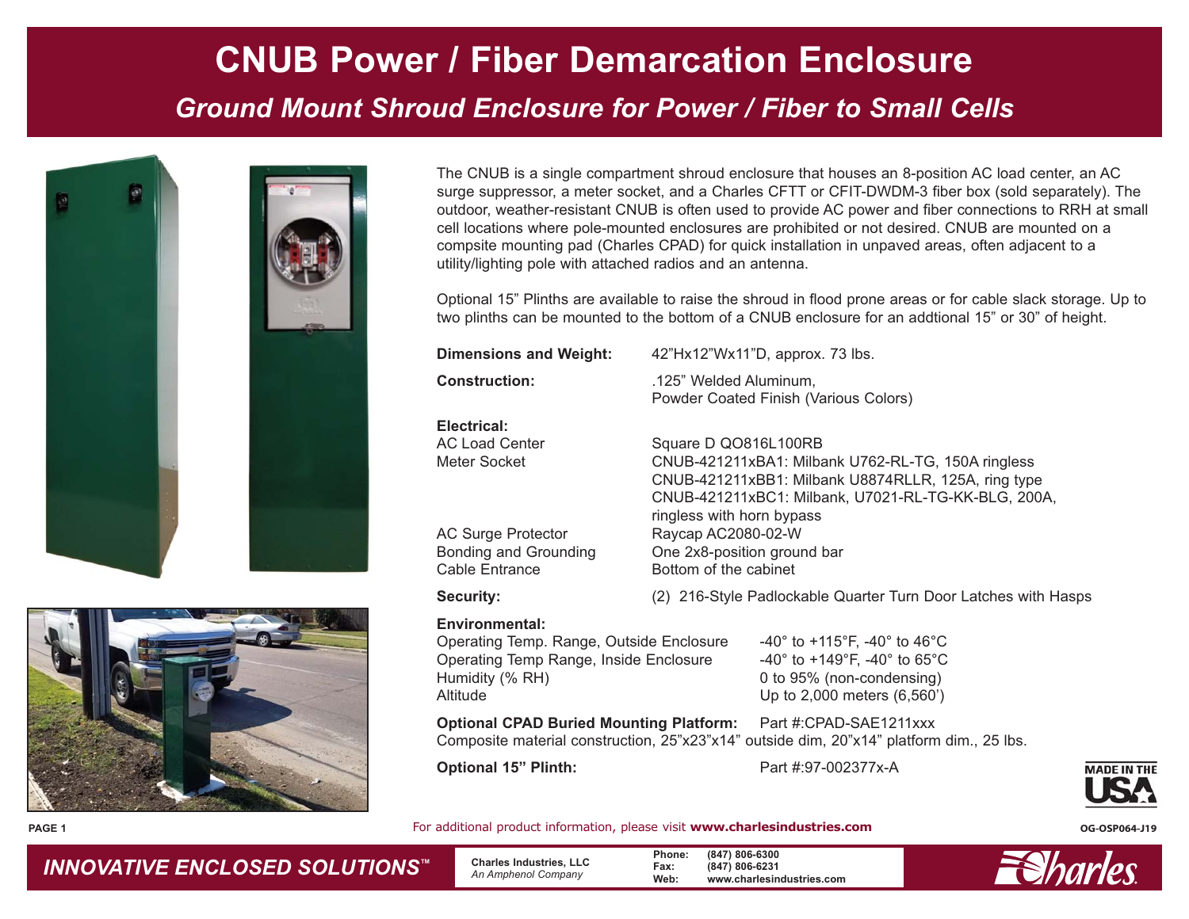# CNUB Power / Fiber Demarcation Enclosure

## *Ground Mount Shroud Enclosure for Power / Fiber to Small Cells*

The CNUB is a single compartment shroud enclosure that houses an 8-position AC load center, an AC surge suppressor, a meter socket, and a Charles CFTT or CFIT-DWDM-3 fiber box (sold separately). The outdoor, weather-resistant CNUB is often used to provide AC power and fiber connections to RRH at small cell locations where pole-mounted enclosures are prohibited or not desired. CNUB are mounted on a compsite mounting pad (Charles CPAD) for quick installation in unpaved areas, often adjacent to a utility/lighting pole with attached radios and an antenna.

Optional 15" Plinths are available to raise the shroud in flood prone areas or for cable slack storage. Up to two plinths can be mounted to the bottom of a CNUB enclosure for an addtional 15" or 30" of height.

**Dimensions and Weight:** 42"Hx12"Wx11"D, approx. 73 lbs.

**Construction:** .125" Welded Aluminum, Powder Coated Finish (Various Colors)

**Electrical:**

| | |
|---|---|
| AC Load Center | Square D QO816L100RB |
| Meter Socket | CNUB-421211xBA1: Milbank U762-RL-TG, 150A ringless<br>CNUB-421211xBB1: Milbank U8874RLLR, 125A, ring type<br>CNUB-421211xBC1: Milbank, U7021-RL-TG-KK-BLG, 200A, ringless with horn bypass |
| AC Surge Protector | Raycap AC2080-02-W |
| Bonding and Grounding | One 2x8-position ground bar |
| Cable Entrance | Bottom of the cabinet |

**Security:** (2) 216-Style Padlockable Quarter Turn Door Latches with Hasps

**Environmental:**

| | |
|---|---|
| Operating Temp. Range, Outside Enclosure | -40° to +115°F, -40° to 46°C |
| Operating Temp Range, Inside Enclosure | -40° to +149°F, -40° to 65°C |
| Humidity (% RH) | 0 to 95% (non-condensing) |
| Altitude | Up to 2,000 meters (6,560') |

**Optional CPAD Buried Mounting Platform:** Part #:CPAD-SAE1211xxx
Composite material construction, 25"x23"x14" outside dim, 20"x14" platform dim., 25 lbs.

**Optional 15" Plinth:** Part #:97-002377x-A

MADE IN THE USA

For additional product information, please visit **www.charlesindustries.com**

OG-OSP064-J19

*INNOVATIVE ENCLOSED SOLUTIONS™*

**Charles Industries, LLC**
*An Amphenol Company*

**Phone:** (847) 806-6300
**Fax:** (847) 806-6231
**Web:** www.charlesindustries.com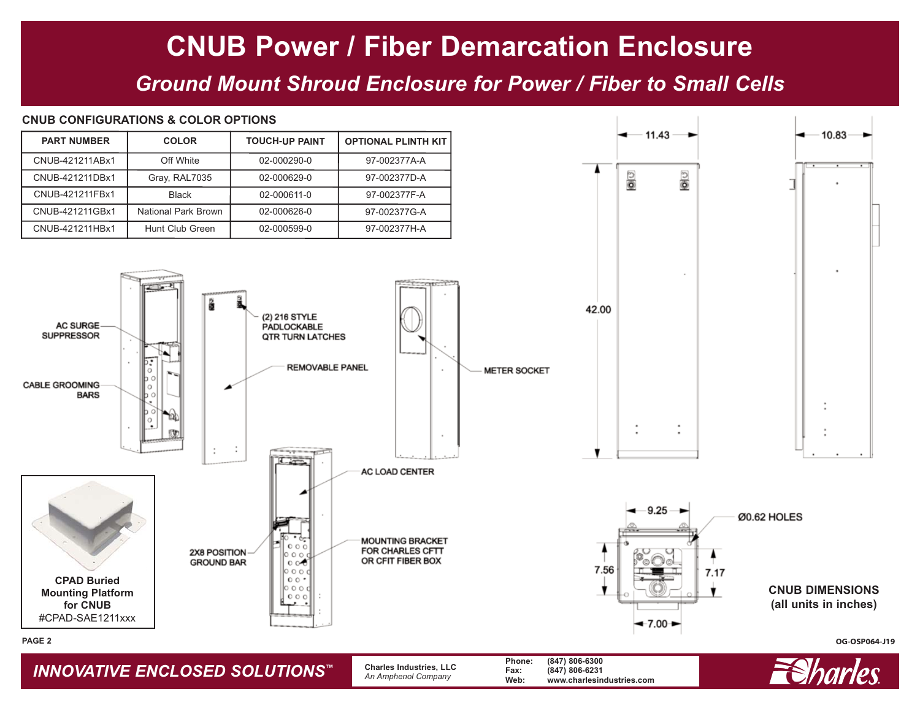# CNUB Power / Fiber Demarcation Enclosure

## *Ground Mount Shroud Enclosure for Power / Fiber to Small Cells*

### CNUB CONFIGURATIONS & COLOR OPTIONS

| PART NUMBER | COLOR | TOUCH-UP PAINT | OPTIONAL PLINTH KIT |
|---|---|---|---|
| CNUB-421211ABx1 | Off White | 02-000290-0 | 97-002377A-A |
| CNUB-421211DBx1 | Gray, RAL7035 | 02-000629-0 | 97-002377D-A |
| CNUB-421211FBx1 | Black | 02-000611-0 | 97-002377F-A |
| CNUB-421211GBx1 | National Park Brown | 02-000626-0 | 97-002377G-A |
| CNUB-421211HBx1 | Hunt Club Green | 02-000599-0 | 97-002377H-A |

AC SURGE SUPPRESSOR

CABLE GROOMING BARS

(2) 216 STYLE PADLOCKABLE QTR TURN LATCHES

REMOVABLE PANEL

METER SOCKET

AC LOAD CENTER

2X8 POSITION GROUND BAR

MOUNTING BRACKET FOR CHARLES CFTT OR CFIT FIBER BOX

**CPAD Buried Mounting Platform for CNUB**
#CPAD-SAE1211xxx

11.43

10.83

42.00

9.25

Ø0.62 HOLES

7.56

7.17

7.00

**CNUB DIMENSIONS (all units in inches)**

OG-OSP064-J19

*INNOVATIVE ENCLOSED SOLUTIONS™*

**Charles Industries, LLC**
*An Amphenol Company*

**Phone:** (847) 806-6300
**Fax:** (847) 806-6231
**Web:** www.charlesindustries.com